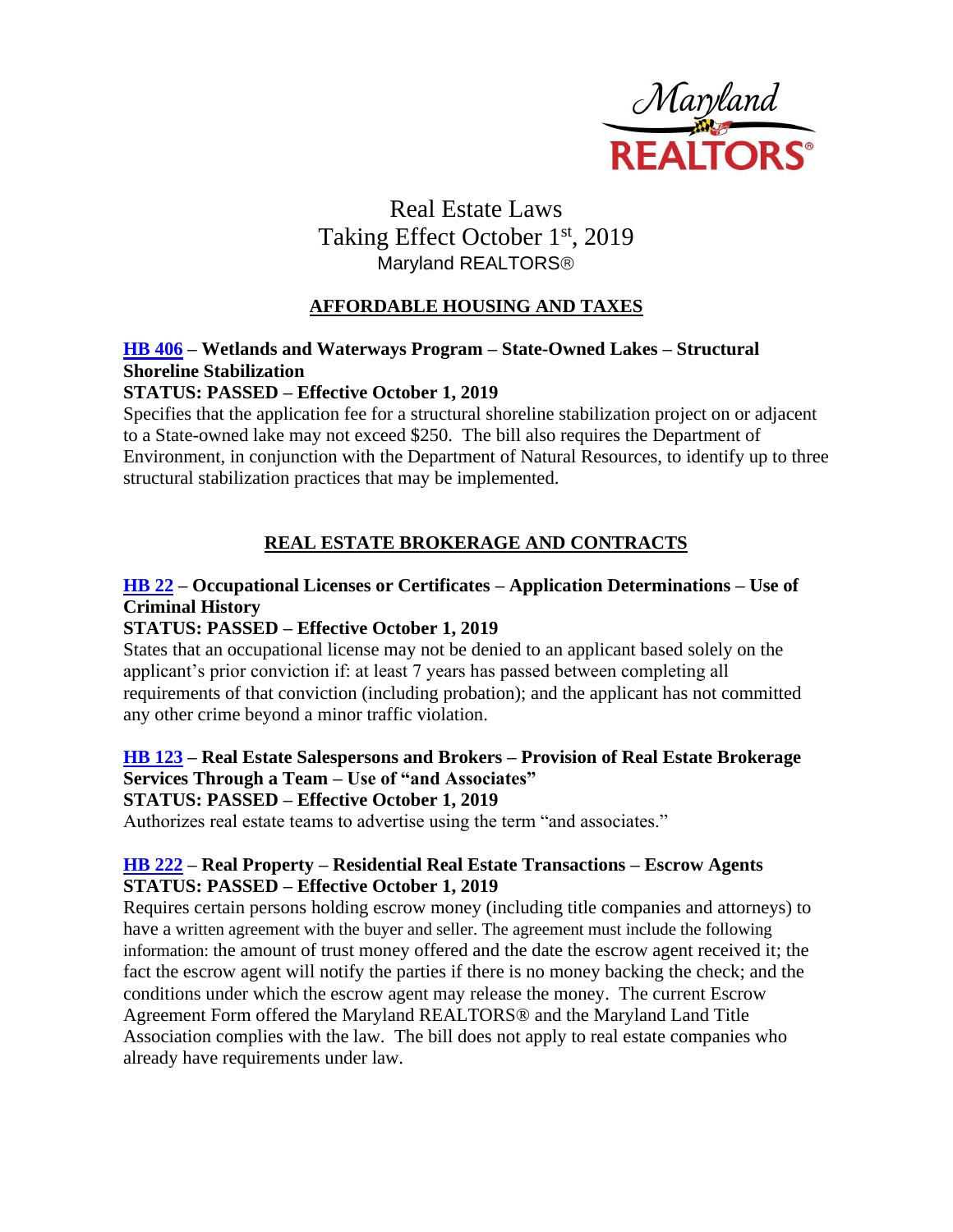Maryland REALTORS®

# Real Estate Laws Taking Effect October 1st, 2019

Maryland REALTORS®

## AFFORDABLE HOUSING AND TAXES

**HB 406 – Wetlands and Waterways Program – State-Owned Lakes – Structural Shoreline Stabilization**

**STATUS: PASSED – Effective October 1, 2019**

Specifies that the application fee for a structural shoreline stabilization project on or adjacent to a State-owned lake may not exceed $250. The bill also requires the Department of Environment, in conjunction with the Department of Natural Resources, to identify up to three structural stabilization practices that may be implemented.

## REAL ESTATE BROKERAGE AND CONTRACTS

**HB 22 – Occupational Licenses or Certificates – Application Determinations – Use of Criminal History**

**STATUS: PASSED – Effective October 1, 2019**

States that an occupational license may not be denied to an applicant based solely on the applicant's prior conviction if: at least 7 years has passed between completing all requirements of that conviction (including probation); and the applicant has not committed any other crime beyond a minor traffic violation.

**HB 123 – Real Estate Salespersons and Brokers – Provision of Real Estate Brokerage Services Through a Team – Use of "and Associates"**

**STATUS: PASSED – Effective October 1, 2019**

Authorizes real estate teams to advertise using the term "and associates."

**HB 222 – Real Property – Residential Real Estate Transactions – Escrow Agents**

**STATUS: PASSED – Effective October 1, 2019**

Requires certain persons holding escrow money (including title companies and attorneys) to have a written agreement with the buyer and seller. The agreement must include the following information: the amount of trust money offered and the date the escrow agent received it; the fact the escrow agent will notify the parties if there is no money backing the check; and the conditions under which the escrow agent may release the money. The current Escrow Agreement Form offered the Maryland REALTORS® and the Maryland Land Title Association complies with the law. The bill does not apply to real estate companies who already have requirements under law.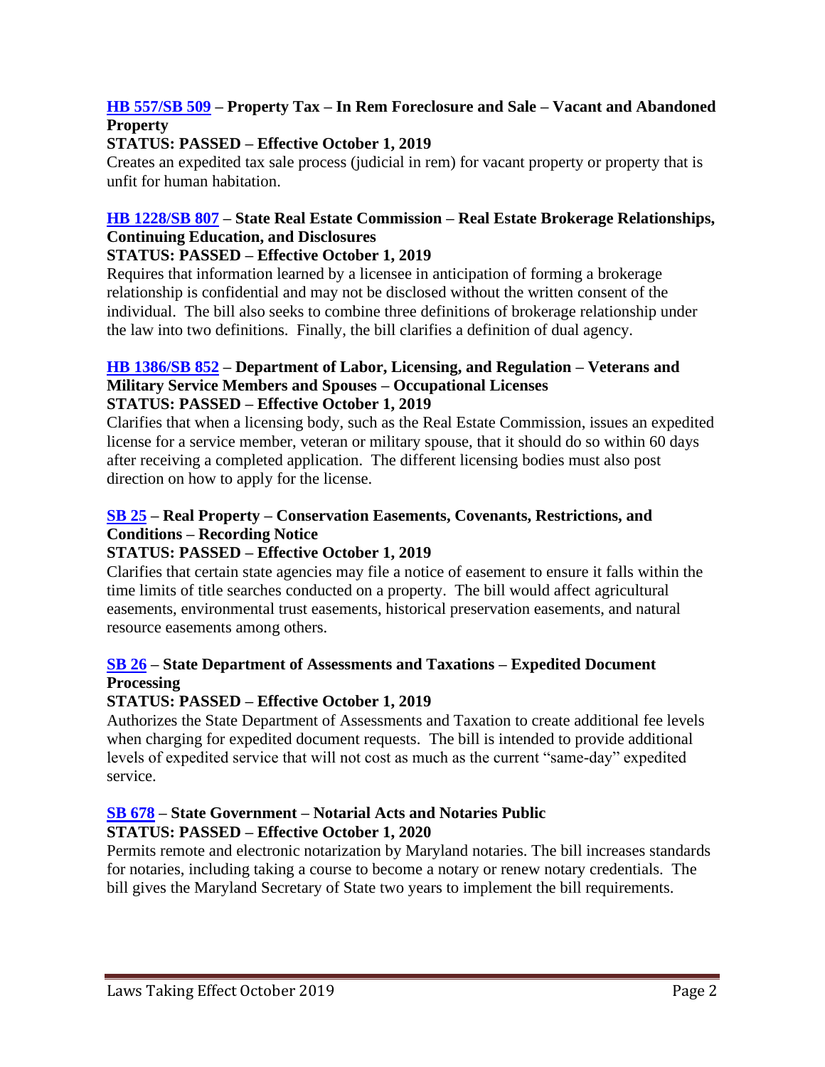### [HB 557/SB 509](#) – Property Tax – In Rem Foreclosure and Sale – Vacant and Abandoned Property

**STATUS: PASSED – Effective October 1, 2019**

Creates an expedited tax sale process (judicial in rem) for vacant property or property that is unfit for human habitation.

### [HB 1228/SB 807](#) – State Real Estate Commission – Real Estate Brokerage Relationships, Continuing Education, and Disclosures

**STATUS: PASSED – Effective October 1, 2019**

Requires that information learned by a licensee in anticipation of forming a brokerage relationship is confidential and may not be disclosed without the written consent of the individual. The bill also seeks to combine three definitions of brokerage relationship under the law into two definitions. Finally, the bill clarifies a definition of dual agency.

### [HB 1386/SB 852](#) – Department of Labor, Licensing, and Regulation – Veterans and Military Service Members and Spouses – Occupational Licenses

**STATUS: PASSED – Effective October 1, 2019**

Clarifies that when a licensing body, such as the Real Estate Commission, issues an expedited license for a service member, veteran or military spouse, that it should do so within 60 days after receiving a completed application. The different licensing bodies must also post direction on how to apply for the license.

### [SB 25](#) – Real Property – Conservation Easements, Covenants, Restrictions, and Conditions – Recording Notice

**STATUS: PASSED – Effective October 1, 2019**

Clarifies that certain state agencies may file a notice of easement to ensure it falls within the time limits of title searches conducted on a property. The bill would affect agricultural easements, environmental trust easements, historical preservation easements, and natural resource easements among others.

### [SB 26](#) – State Department of Assessments and Taxations – Expedited Document Processing

**STATUS: PASSED – Effective October 1, 2019**

Authorizes the State Department of Assessments and Taxation to create additional fee levels when charging for expedited document requests. The bill is intended to provide additional levels of expedited service that will not cost as much as the current "same-day" expedited service.

### [SB 678](#) – State Government – Notarial Acts and Notaries Public

**STATUS: PASSED – Effective October 1, 2020**

Permits remote and electronic notarization by Maryland notaries. The bill increases standards for notaries, including taking a course to become a notary or renew notary credentials. The bill gives the Maryland Secretary of State two years to implement the bill requirements.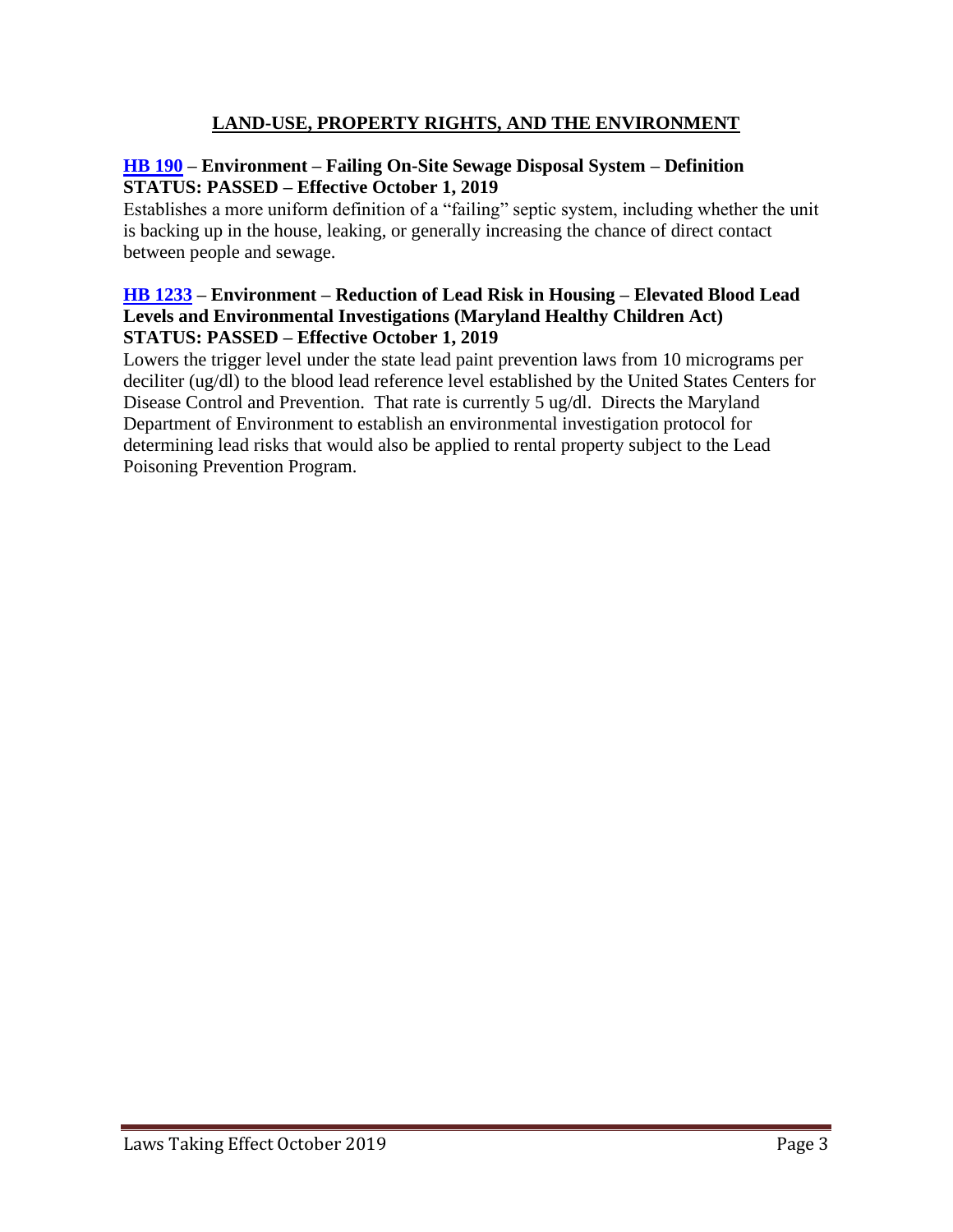## LAND-USE, PROPERTY RIGHTS, AND THE ENVIRONMENT

**HB 190 – Environment – Failing On-Site Sewage Disposal System – Definition**
**STATUS: PASSED – Effective October 1, 2019**

Establishes a more uniform definition of a "failing" septic system, including whether the unit is backing up in the house, leaking, or generally increasing the chance of direct contact between people and sewage.

**HB 1233 – Environment – Reduction of Lead Risk in Housing – Elevated Blood Lead Levels and Environmental Investigations (Maryland Healthy Children Act)**
**STATUS: PASSED – Effective October 1, 2019**

Lowers the trigger level under the state lead paint prevention laws from 10 micrograms per deciliter (ug/dl) to the blood lead reference level established by the United States Centers for Disease Control and Prevention. That rate is currently 5 ug/dl. Directs the Maryland Department of Environment to establish an environmental investigation protocol for determining lead risks that would also be applied to rental property subject to the Lead Poisoning Prevention Program.